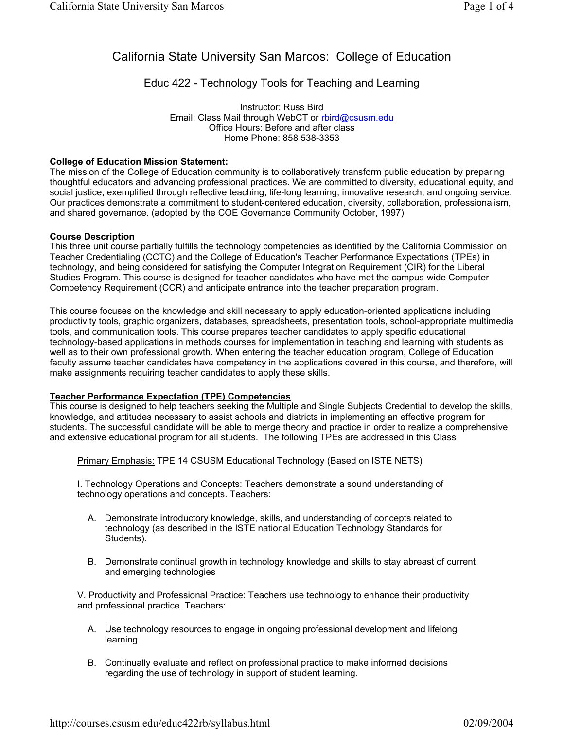# California State University San Marcos: College of Education

## Educ 422 - Technology Tools for Teaching and Learning

Instructor: Russ Bird
Email: Class Mail through WebCT or rbird@csusm.edu
Office Hours: Before and after class
Home Phone: 858 538-3353

**College of Education Mission Statement:**
The mission of the College of Education community is to collaboratively transform public education by preparing thoughtful educators and advancing professional practices. We are committed to diversity, educational equity, and social justice, exemplified through reflective teaching, life-long learning, innovative research, and ongoing service. Our practices demonstrate a commitment to student-centered education, diversity, collaboration, professionalism, and shared governance. (adopted by the COE Governance Community October, 1997)

**Course Description**
This three unit course partially fulfills the technology competencies as identified by the California Commission on Teacher Credentialing (CCTC) and the College of Education's Teacher Performance Expectations (TPEs) in technology, and being considered for satisfying the Computer Integration Requirement (CIR) for the Liberal Studies Program. This course is designed for teacher candidates who have met the campus-wide Computer Competency Requirement (CCR) and anticipate entrance into the teacher preparation program.

This course focuses on the knowledge and skill necessary to apply education-oriented applications including productivity tools, graphic organizers, databases, spreadsheets, presentation tools, school-appropriate multimedia tools, and communication tools. This course prepares teacher candidates to apply specific educational technology-based applications in methods courses for implementation in teaching and learning with students as well as to their own professional growth. When entering the teacher education program, College of Education faculty assume teacher candidates have competency in the applications covered in this course, and therefore, will make assignments requiring teacher candidates to apply these skills.

**Teacher Performance Expectation (TPE) Competencies**
This course is designed to help teachers seeking the Multiple and Single Subjects Credential to develop the skills, knowledge, and attitudes necessary to assist schools and districts in implementing an effective program for students. The successful candidate will be able to merge theory and practice in order to realize a comprehensive and extensive educational program for all students. The following TPEs are addressed in this Class

Primary Emphasis: TPE 14 CSUSM Educational Technology (Based on ISTE NETS)

I. Technology Operations and Concepts: Teachers demonstrate a sound understanding of technology operations and concepts. Teachers:

A. Demonstrate introductory knowledge, skills, and understanding of concepts related to technology (as described in the ISTE national Education Technology Standards for Students).

B. Demonstrate continual growth in technology knowledge and skills to stay abreast of current and emerging technologies

V. Productivity and Professional Practice: Teachers use technology to enhance their productivity and professional practice. Teachers:

A. Use technology resources to engage in ongoing professional development and lifelong learning.

B. Continually evaluate and reflect on professional practice to make informed decisions regarding the use of technology in support of student learning.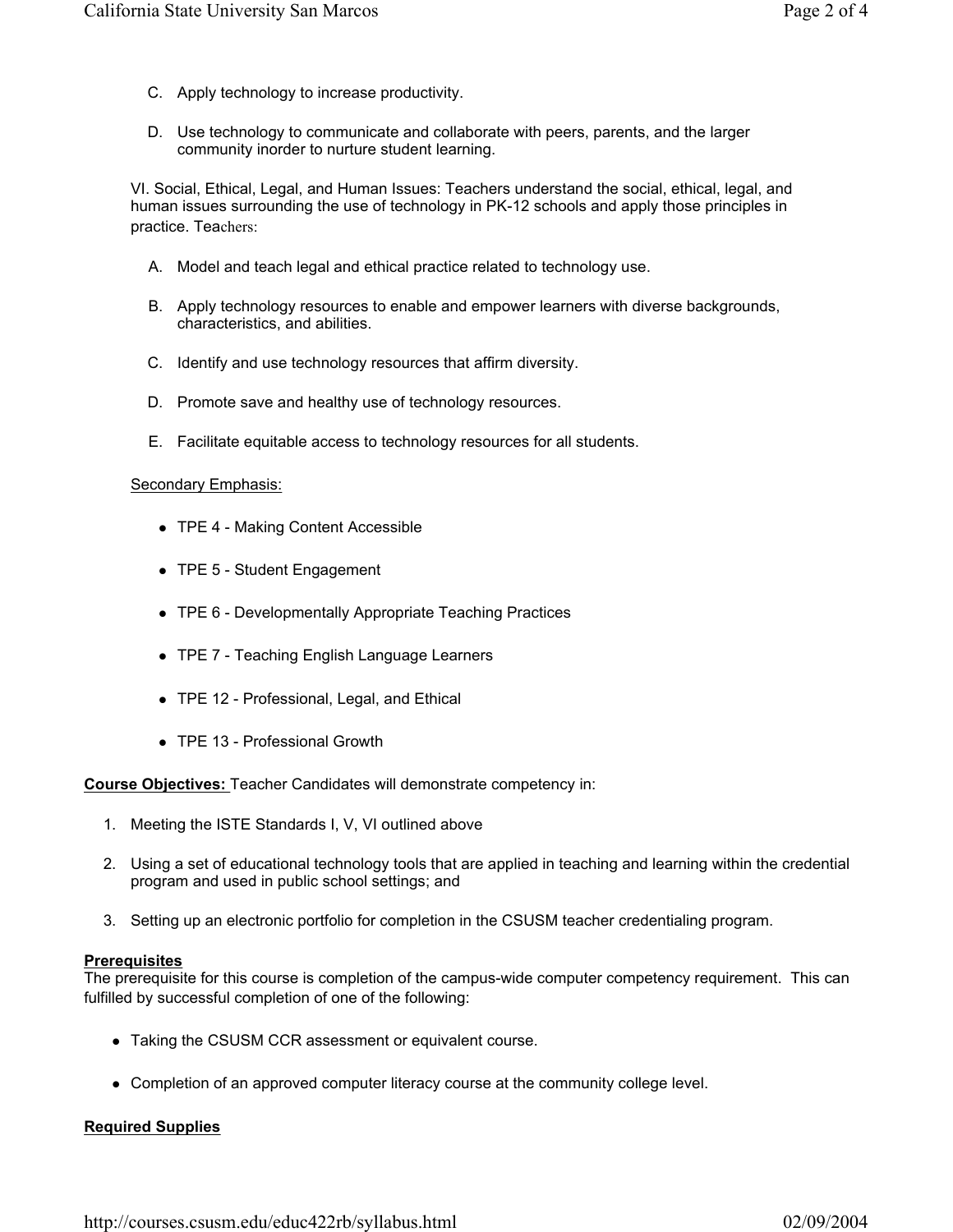C. Apply technology to increase productivity.

D. Use technology to communicate and collaborate with peers, parents, and the larger community inorder to nurture student learning.

VI. Social, Ethical, Legal, and Human Issues: Teachers understand the social, ethical, legal, and human issues surrounding the use of technology in PK-12 schools and apply those principles in practice. Teachers:

A. Model and teach legal and ethical practice related to technology use.

B. Apply technology resources to enable and empower learners with diverse backgrounds, characteristics, and abilities.

C. Identify and use technology resources that affirm diversity.

D. Promote save and healthy use of technology resources.

E. Facilitate equitable access to technology resources for all students.

Secondary Emphasis:

- TPE 4 - Making Content Accessible
- TPE 5 - Student Engagement
- TPE 6 - Developmentally Appropriate Teaching Practices
- TPE 7 - Teaching English Language Learners
- TPE 12 - Professional, Legal, and Ethical
- TPE 13 - Professional Growth

**Course Objectives:** Teacher Candidates will demonstrate competency in:

1. Meeting the ISTE Standards I, V, VI outlined above
2. Using a set of educational technology tools that are applied in teaching and learning within the credential program and used in public school settings; and
3. Setting up an electronic portfolio for completion in the CSUSM teacher credentialing program.

**Prerequisites**

The prerequisite for this course is completion of the campus-wide computer competency requirement. This can fulfilled by successful completion of one of the following:

- Taking the CSUSM CCR assessment or equivalent course.
- Completion of an approved computer literacy course at the community college level.

**Required Supplies**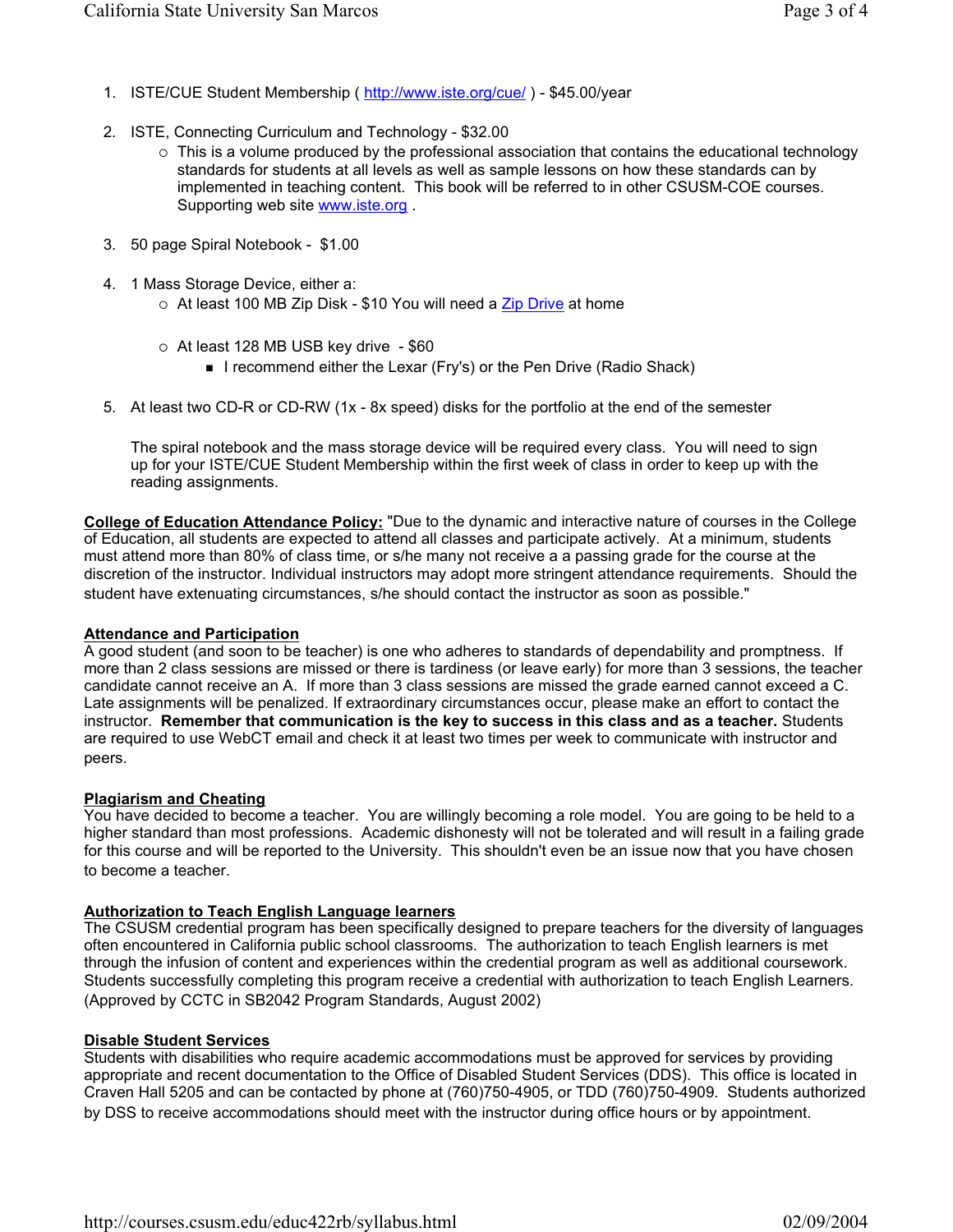1. ISTE/CUE Student Membership ( http://www.iste.org/cue/ ) - $45.00/year

2. ISTE, Connecting Curriculum and Technology - $32.00
   - This is a volume produced by the professional association that contains the educational technology standards for students at all levels as well as sample lessons on how these standards can by implemented in teaching content. This book will be referred to in other CSUSM-COE courses. Supporting web site www.iste.org .

3. 50 page Spiral Notebook - $1.00

4. 1 Mass Storage Device, either a:
   - At least 100 MB Zip Disk - $10 You will need a Zip Drive at home
   - At least 128 MB USB key drive - $60
     - I recommend either the Lexar (Fry's) or the Pen Drive (Radio Shack)

5. At least two CD-R or CD-RW (1x - 8x speed) disks for the portfolio at the end of the semester

   The spiral notebook and the mass storage device will be required every class. You will need to sign up for your ISTE/CUE Student Membership within the first week of class in order to keep up with the reading assignments.

**College of Education Attendance Policy:** "Due to the dynamic and interactive nature of courses in the College of Education, all students are expected to attend all classes and participate actively. At a minimum, students must attend more than 80% of class time, or s/he many not receive a a passing grade for the course at the discretion of the instructor. Individual instructors may adopt more stringent attendance requirements. Should the student have extenuating circumstances, s/he should contact the instructor as soon as possible."

**Attendance and Participation**

A good student (and soon to be teacher) is one who adheres to standards of dependability and promptness. If more than 2 class sessions are missed or there is tardiness (or leave early) for more than 3 sessions, the teacher candidate cannot receive an A. If more than 3 class sessions are missed the grade earned cannot exceed a C. Late assignments will be penalized. If extraordinary circumstances occur, please make an effort to contact the instructor. **Remember that communication is the key to success in this class and as a teacher.** Students are required to use WebCT email and check it at least two times per week to communicate with instructor and peers.

**Plagiarism and Cheating**

You have decided to become a teacher. You are willingly becoming a role model. You are going to be held to a higher standard than most professions. Academic dishonesty will not be tolerated and will result in a failing grade for this course and will be reported to the University. This shouldn't even be an issue now that you have chosen to become a teacher.

**Authorization to Teach English Language learners**

The CSUSM credential program has been specifically designed to prepare teachers for the diversity of languages often encountered in California public school classrooms. The authorization to teach English learners is met through the infusion of content and experiences within the credential program as well as additional coursework. Students successfully completing this program receive a credential with authorization to teach English Learners. (Approved by CCTC in SB2042 Program Standards, August 2002)

**Disable Student Services**

Students with disabilities who require academic accommodations must be approved for services by providing appropriate and recent documentation to the Office of Disabled Student Services (DDS). This office is located in Craven Hall 5205 and can be contacted by phone at (760)750-4905, or TDD (760)750-4909. Students authorized by DSS to receive accommodations should meet with the instructor during office hours or by appointment.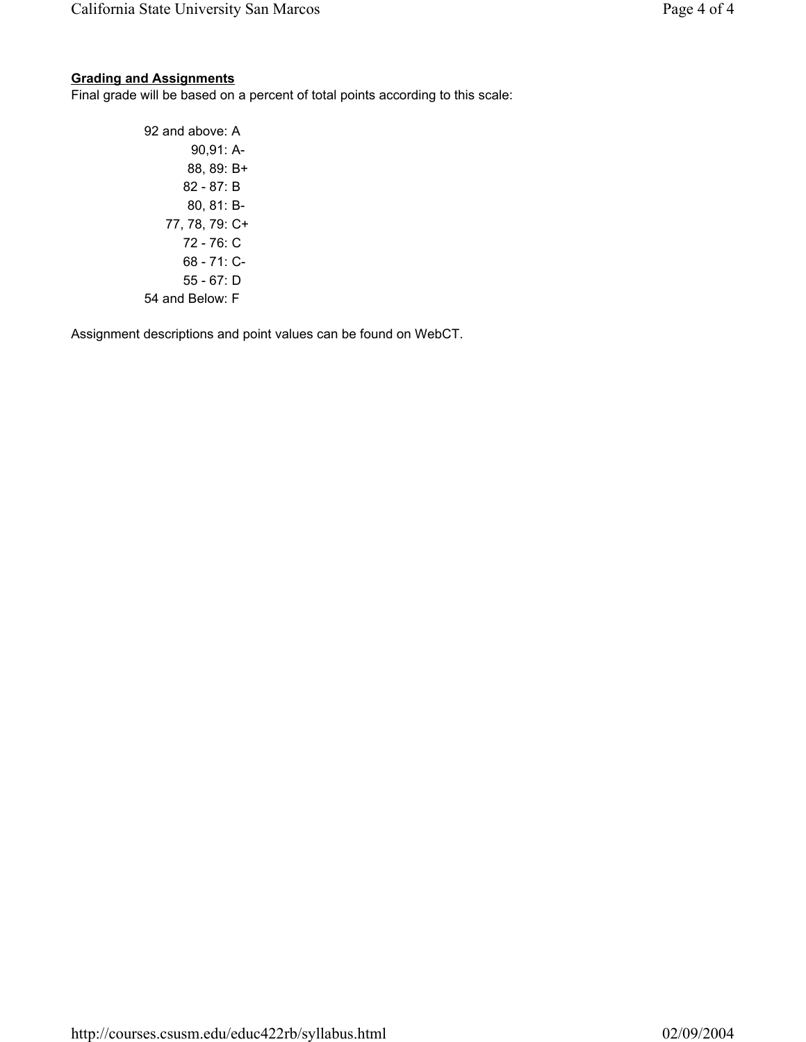**Grading and Assignments**

Final grade will be based on a percent of total points according to this scale:

92 and above: A
90,91: A-
88, 89: B+
82 - 87: B
80, 81: B-
77, 78, 79: C+
72 - 76: C
68 - 71: C-
55 - 67: D
54 and Below: F

Assignment descriptions and point values can be found on WebCT.